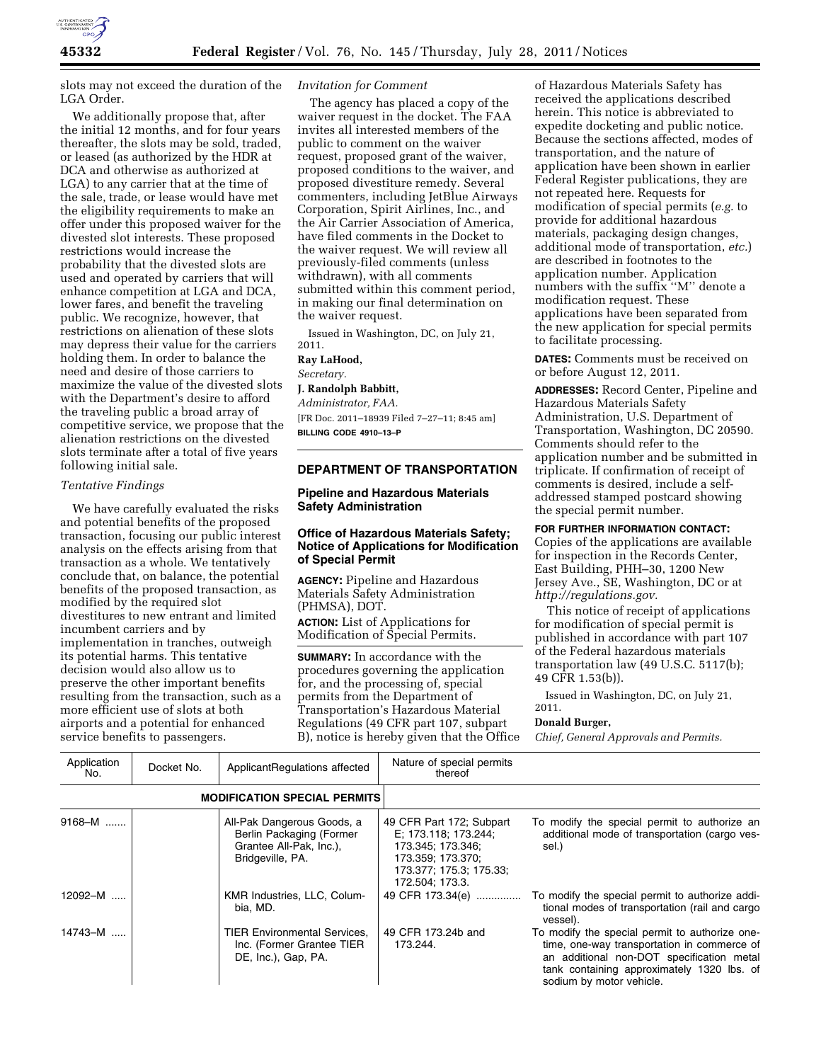slots may not exceed the duration of the LGA Order.

We additionally propose that, after the initial 12 months, and for four years thereafter, the slots may be sold, traded, or leased (as authorized by the HDR at DCA and otherwise as authorized at LGA) to any carrier that at the time of the sale, trade, or lease would have met the eligibility requirements to make an offer under this proposed waiver for the divested slot interests. These proposed restrictions would increase the probability that the divested slots are used and operated by carriers that will enhance competition at LGA and DCA, lower fares, and benefit the traveling public. We recognize, however, that restrictions on alienation of these slots may depress their value for the carriers holding them. In order to balance the need and desire of those carriers to maximize the value of the divested slots with the Department's desire to afford the traveling public a broad array of competitive service, we propose that the alienation restrictions on the divested slots terminate after a total of five years following initial sale.

*Tentative Findings*

We have carefully evaluated the risks and potential benefits of the proposed transaction, focusing our public interest analysis on the effects arising from that transaction as a whole. We tentatively conclude that, on balance, the potential benefits of the proposed transaction, as modified by the required slot divestitures to new entrant and limited incumbent carriers and by implementation in tranches, outweigh its potential harms. This tentative decision would also allow us to preserve the other important benefits resulting from the transaction, such as a more efficient use of slots at both airports and a potential for enhanced service benefits to passengers.

*Invitation for Comment*

The agency has placed a copy of the waiver request in the docket. The FAA invites all interested members of the public to comment on the waiver request, proposed grant of the waiver, proposed conditions to the waiver, and proposed divestiture remedy. Several commenters, including JetBlue Airways Corporation, Spirit Airlines, Inc., and the Air Carrier Association of America, have filed comments in the Docket to the waiver request. We will review all previously-filed comments (unless withdrawn), with all comments submitted within this comment period, in making our final determination on the waiver request.

Issued in Washington, DC, on July 21, 2011.

**Ray LaHood,**

*Secretary.*

**J. Randolph Babbitt,**

*Administrator, FAA.*

[FR Doc. 2011–18939 Filed 7–27–11; 8:45 am]

**BILLING CODE 4910–13–P**

## DEPARTMENT OF TRANSPORTATION

### Pipeline and Hazardous Materials Safety Administration

### Office of Hazardous Materials Safety; Notice of Applications for Modification of Special Permit

**AGENCY:** Pipeline and Hazardous Materials Safety Administration (PHMSA), DOT.

**ACTION:** List of Applications for Modification of Special Permits.

**SUMMARY:** In accordance with the procedures governing the application for, and the processing of, special permits from the Department of Transportation's Hazardous Material Regulations (49 CFR part 107, subpart B), notice is hereby given that the Office of Hazardous Materials Safety has received the applications described herein. This notice is abbreviated to expedite docketing and public notice. Because the sections affected, modes of transportation, and the nature of application have been shown in earlier Federal Register publications, they are not repeated here. Requests for modification of special permits (*e.g.* to provide for additional hazardous materials, packaging design changes, additional mode of transportation, *etc.*) are described in footnotes to the application number. Application numbers with the suffix "M" denote a modification request. These applications have been separated from the new application for special permits to facilitate processing.

**DATES:** Comments must be received on or before August 12, 2011.

**ADDRESSES:** Record Center, Pipeline and Hazardous Materials Safety Administration, U.S. Department of Transportation, Washington, DC 20590. Comments should refer to the application number and be submitted in triplicate. If confirmation of receipt of comments is desired, include a self-addressed stamped postcard showing the special permit number.

**FOR FURTHER INFORMATION CONTACT:** Copies of the applications are available for inspection in the Records Center, East Building, PHH–30, 1200 New Jersey Ave., SE, Washington, DC or at *http://regulations.gov.*

This notice of receipt of applications for modification of special permit is published in accordance with part 107 of the Federal hazardous materials transportation law (49 U.S.C. 5117(b); 49 CFR 1.53(b)).

Issued in Washington, DC, on July 21, 2011.

**Donald Burger,**

*Chief, General Approvals and Permits.*

| Application No. | Docket No. | ApplicantRegulations affected | Nature of special permits thereof | |
|---|---|---|---|---|
| | | **MODIFICATION SPECIAL PERMITS** | | |
| 9168–M ....... | | All-Pak Dangerous Goods, a Berlin Packaging (Former Grantee All-Pak, Inc.), Bridgeville, PA. | 49 CFR Part 172; Subpart E; 173.118; 173.244; 173.345; 173.346; 173.359; 173.370; 173.377; 175.3; 175.33; 172.504; 173.3. | To modify the special permit to authorize an additional mode of transportation (cargo vessel.) |
| 12092–M ..... | | KMR Industries, LLC, Columbia, MD. | 49 CFR 173.34(e) .............. | To modify the special permit to authorize additional modes of transportation (rail and cargo vessel). |
| 14743–M ..... | | TIER Environmental Services, Inc. (Former Grantee TIER DE, Inc.), Gap, PA. | 49 CFR 173.24b and 173.244. | To modify the special permit to authorize one-time, one-way transportation in commerce of an additional non-DOT specification metal tank containing approximately 1320 lbs. of sodium by motor vehicle. |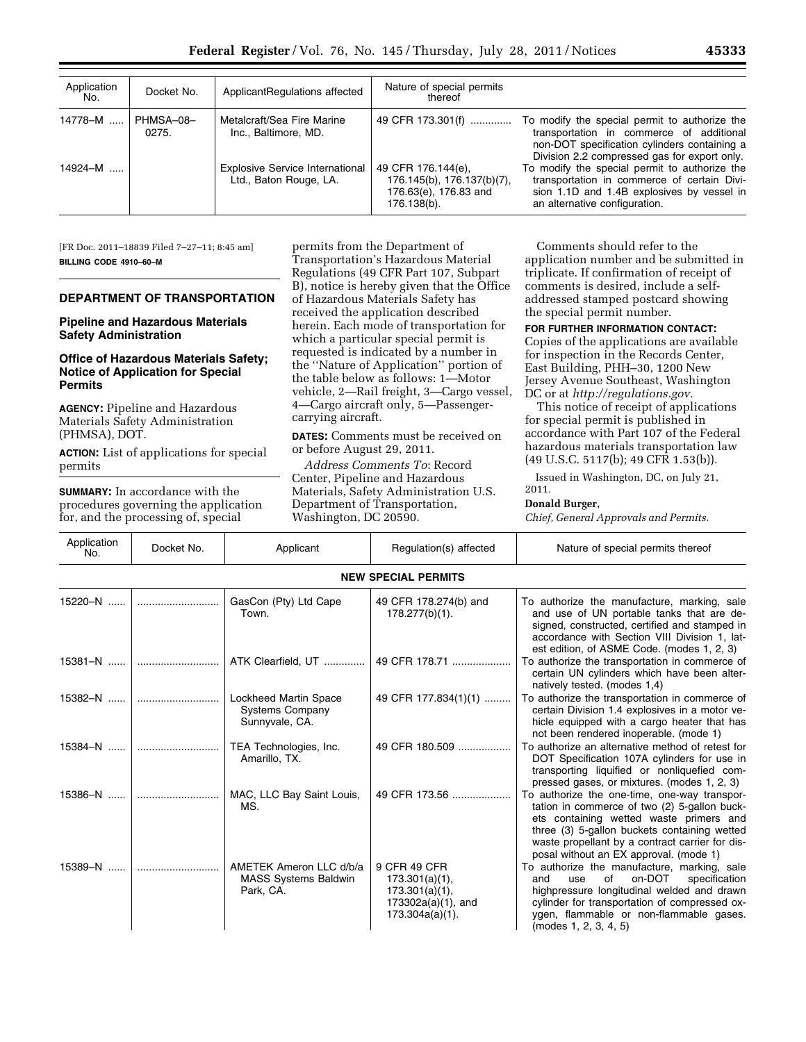| Application No. | Docket No. | ApplicantRegulations affected | Nature of special permits thereof | |
|---|---|---|---|---|
| 14778–M | PHMSA–08–0275. | Metalcraft/Sea Fire Marine Inc., Baltimore, MD. | 49 CFR 173.301(f) | To modify the special permit to authorize the transportation in commerce of additional non-DOT specification cylinders containing a Division 2.2 compressed gas for export only. |
| 14924–M | | Explosive Service International Ltd., Baton Rouge, LA. | 49 CFR 176.144(e), 176.145(b), 176.137(b)(7), 176.63(e), 176.83 and 176.138(b). | To modify the special permit to authorize the transportation in commerce of certain Division 1.1D and 1.4B explosives by vessel in an alternative configuration. |

[FR Doc. 2011–18839 Filed 7–27–11; 8:45 am]

**BILLING CODE 4910–60–M**

## DEPARTMENT OF TRANSPORTATION

### Pipeline and Hazardous Materials Safety Administration

### Office of Hazardous Materials Safety; Notice of Application for Special Permits

**AGENCY:** Pipeline and Hazardous Materials Safety Administration (PHMSA), DOT.

**ACTION:** List of applications for special permits

**SUMMARY:** In accordance with the procedures governing the application for, and the processing of, special permits from the Department of Transportation's Hazardous Material Regulations (49 CFR Part 107, Subpart B), notice is hereby given that the Office of Hazardous Materials Safety has received the application described herein. Each mode of transportation for which a particular special permit is requested is indicated by a number in the ''Nature of Application'' portion of the table below as follows: 1—Motor vehicle, 2—Rail freight, 3—Cargo vessel, 4—Cargo aircraft only, 5—Passenger-carrying aircraft.

**DATES:** Comments must be received on or before August 29, 2011.

*Address Comments To*: Record Center, Pipeline and Hazardous Materials, Safety Administration U.S. Department of Transportation, Washington, DC 20590.

Comments should refer to the application number and be submitted in triplicate. If confirmation of receipt of comments is desired, include a self-addressed stamped postcard showing the special permit number.

**FOR FURTHER INFORMATION CONTACT:** Copies of the applications are available for inspection in the Records Center, East Building, PHH–30, 1200 New Jersey Avenue Southeast, Washington DC or at *http://regulations.gov.*

This notice of receipt of applications for special permit is published in accordance with Part 107 of the Federal hazardous materials transportation law (49 U.S.C. 5117(b); 49 CFR 1.53(b)).

Issued in Washington, DC, on July 21, 2011.

**Donald Burger,**

*Chief, General Approvals and Permits.*

| Application No. | Docket No. | Applicant | Regulation(s) affected | Nature of special permits thereof |
|---|---|---|---|---|
| | | **NEW SPECIAL PERMITS** | | |
| 15220–N | | GasCon (Pty) Ltd Cape Town. | 49 CFR 178.274(b) and 178.277(b)(1). | To authorize the manufacture, marking, sale and use of UN portable tanks that are designed, constructed, certified and stamped in accordance with Section VIII Division 1, latest edition, of ASME Code. (modes 1, 2, 3) |
| 15381–N | | ATK Clearfield, UT | 49 CFR 178.71 | To authorize the transportation in commerce of certain UN cylinders which have been alternatively tested. (modes 1,4) |
| 15382–N | | Lockheed Martin Space Systems Company Sunnyvale, CA. | 49 CFR 177.834(1)(1) | To authorize the transportation in commerce of certain Division 1.4 explosives in a motor vehicle equipped with a cargo heater that has not been rendered inoperable. (mode 1) |
| 15384–N | | TEA Technologies, Inc. Amarillo, TX. | 49 CFR 180.509 | To authorize an alternative method of retest for DOT Specification 107A cylinders for use in transporting liquified or nonliquefied compressed gases, or mixtures. (modes 1, 2, 3) |
| 15386–N | | MAC, LLC Bay Saint Louis, MS. | 49 CFR 173.56 | To authorize the one-time, one-way transportation in commerce of two (2) 5-gallon buckets containing wetted waste primers and three (3) 5-gallon buckets containing wetted waste propellant by a contract carrier for disposal without an EX approval. (mode 1) |
| 15389–N | | AMETEK Ameron LLC d/b/a MASS Systems Baldwin Park, CA. | 9 CFR 49 CFR 173.301(a)(1), 173.301(a)(1), 173302a(a)(1), and 173.304a(a)(1). | To authorize the manufacture, marking, sale and use of on-DOT specification highpressure longitudinal welded and drawn cylinder for transportation of compressed oxygen, flammable or non-flammable gases. (modes 1, 2, 3, 4, 5) |